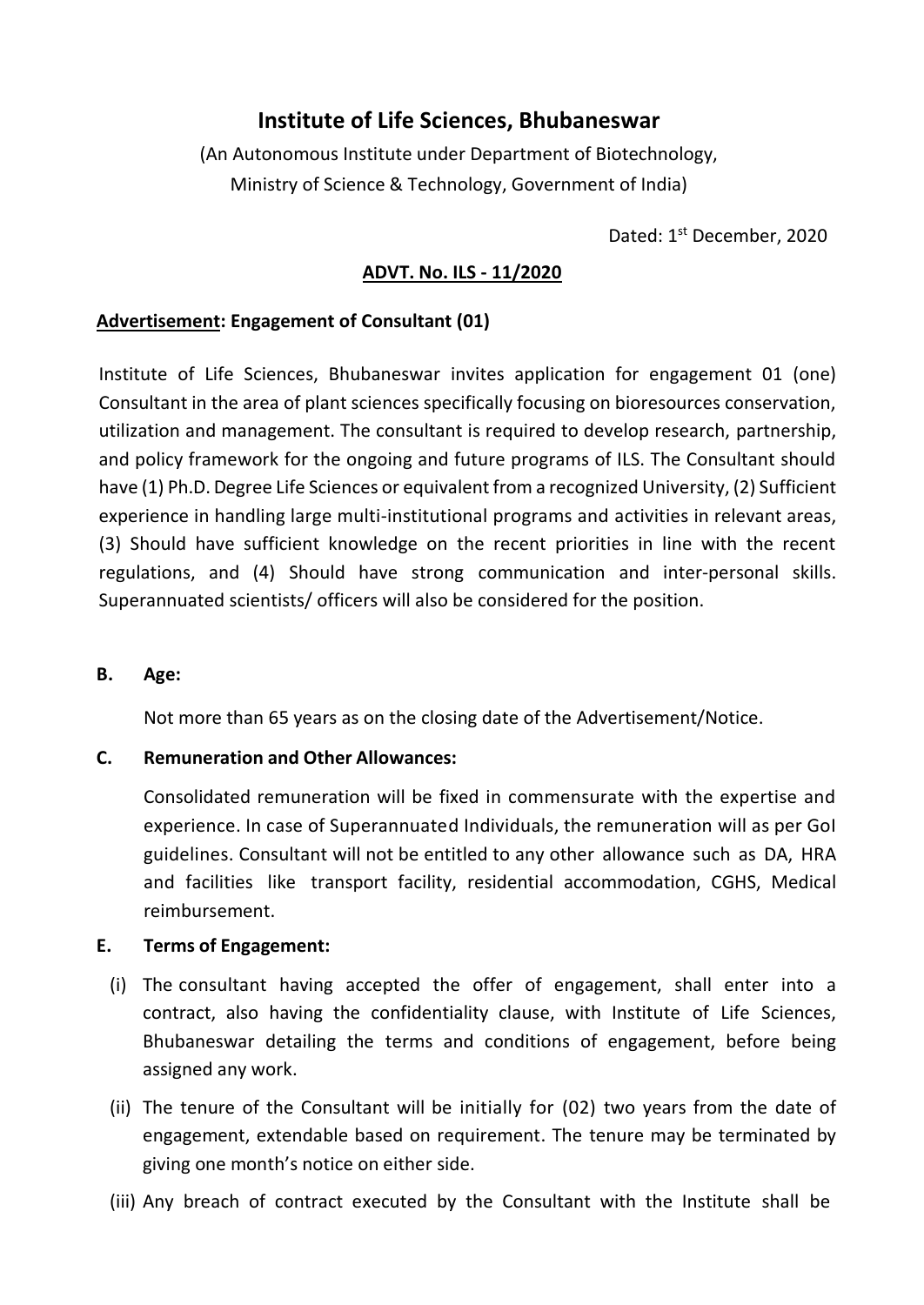# Institute of Life Sciences, Bhubaneswar

(An Autonomous Institute under Department of Biotechnology, Ministry of Science & Technology, Government of India)

Dated: 1st December, 2020

**ADVT. No. ILS - 11/2020**

**Advertisement: Engagement of Consultant (01)**

Institute of Life Sciences, Bhubaneswar invites application for engagement 01 (one) Consultant in the area of plant sciences specifically focusing on bioresources conservation, utilization and management. The consultant is required to develop research, partnership, and policy framework for the ongoing and future programs of ILS. The Consultant should have (1) Ph.D. Degree Life Sciences or equivalent from a recognized University, (2) Sufficient experience in handling large multi-institutional programs and activities in relevant areas, (3) Should have sufficient knowledge on the recent priorities in line with the recent regulations, and (4) Should have strong communication and inter-personal skills. Superannuated scientists/ officers will also be considered for the position.

**B. Age:**

Not more than 65 years as on the closing date of the Advertisement/Notice.

**C. Remuneration and Other Allowances:**

Consolidated remuneration will be fixed in commensurate with the expertise and experience. In case of Superannuated Individuals, the remuneration will as per GoI guidelines. Consultant will not be entitled to any other allowance such as DA, HRA and facilities like transport facility, residential accommodation, CGHS, Medical reimbursement.

**E. Terms of Engagement:**

(i) The consultant having accepted the offer of engagement, shall enter into a contract, also having the confidentiality clause, with Institute of Life Sciences, Bhubaneswar detailing the terms and conditions of engagement, before being assigned any work.

(ii) The tenure of the Consultant will be initially for (02) two years from the date of engagement, extendable based on requirement. The tenure may be terminated by giving one month's notice on either side.

(iii) Any breach of contract executed by the Consultant with the Institute shall be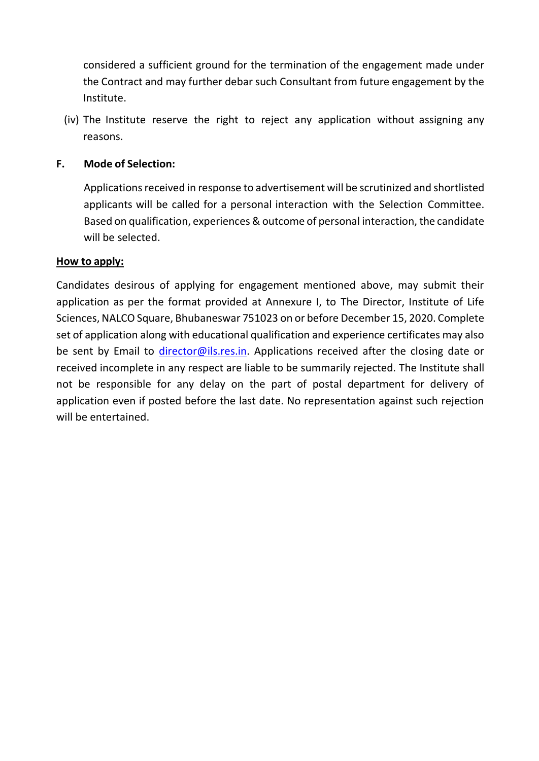considered a sufficient ground for the termination of the engagement made under the Contract and may further debar such Consultant from future engagement by the Institute.

(iv) The Institute reserve the right to reject any application without assigning any reasons.

**F. Mode of Selection:**

Applications received in response to advertisement will be scrutinized and shortlisted applicants will be called for a personal interaction with the Selection Committee. Based on qualification, experiences & outcome of personal interaction, the candidate will be selected.

**How to apply:**

Candidates desirous of applying for engagement mentioned above, may submit their application as per the format provided at Annexure I, to The Director, Institute of Life Sciences, NALCO Square, Bhubaneswar 751023 on or before December 15, 2020. Complete set of application along with educational qualification and experience certificates may also be sent by Email to director@ils.res.in. Applications received after the closing date or received incomplete in any respect are liable to be summarily rejected. The Institute shall not be responsible for any delay on the part of postal department for delivery of application even if posted before the last date. No representation against such rejection will be entertained.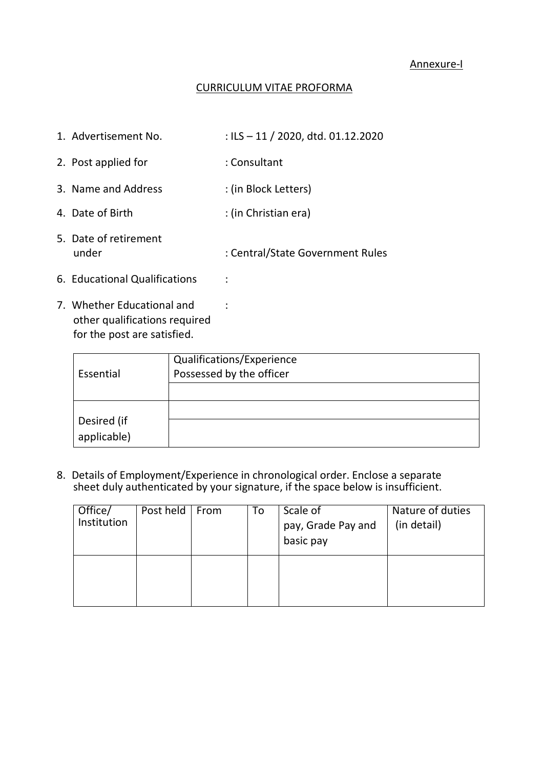Annexure-I

## CURRICULUM VITAE PROFORMA

1. Advertisement No. : ILS – 11 / 2020, dtd. 01.12.2020
2. Post applied for : Consultant
3. Name and Address : (in Block Letters)
4. Date of Birth : (in Christian era)
5. Date of retirement under : Central/State Government Rules
6. Educational Qualifications :
7. Whether Educational and other qualifications required for the post are satisfied. :

| Essential | Qualifications/Experience Possessed by the officer |
|---|---|
| | |
| Desired (if applicable) | |
| | |

8. Details of Employment/Experience in chronological order. Enclose a separate sheet duly authenticated by your signature, if the space below is insufficient.

| Office/ Institution | Post held | From | To | Scale of pay, Grade Pay and basic pay | Nature of duties (in detail) |
|---|---|---|---|---|---|
| | | | | | |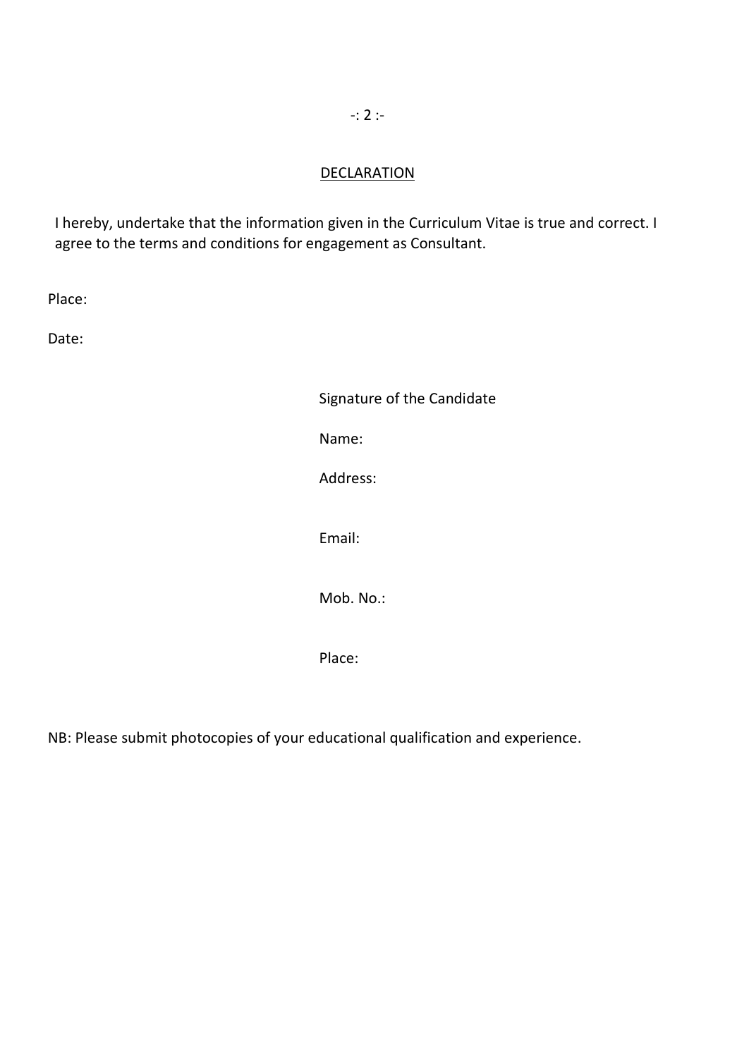## DECLARATION

I hereby, undertake that the information given in the Curriculum Vitae is true and correct. I agree to the terms and conditions for engagement as Consultant.

Place:

Date:

Signature of the Candidate

Name:

Address:

Email:

Mob. No.:

Place:

NB: Please submit photocopies of your educational qualification and experience.